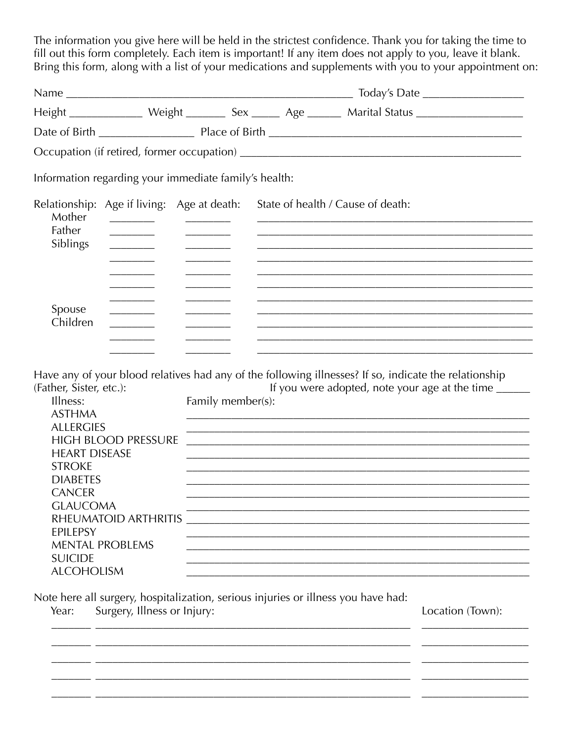The information you give here will be held in the strictest confidence. Thank you for taking the time to fill out this form completely. Each item is important! If any item does not apply to you, leave it blank. Bring this form, along with a list of your medications and supplements with you to your appointment on:

Name ______________________________________________ Today's Date ________________

Height ____________ Weight _______ Sex _____ Age ______ Marital Status _________________

Date of Birth ________________ Place of Birth ________________________________________

Occupation (if retired, former occupation) ______________________________________________

Information regarding your immediate family's health:

| Relationship: | Age if living: | Age at death: | State of health / Cause of death: |
|---|---|---|---|
| Mother | ________ | ________ | ______________________________ |
| Father | ________ | ________ | ______________________________ |
| Siblings | ________ | ________ | ______________________________ |
| | ________ | ________ | ______________________________ |
| | ________ | ________ | ______________________________ |
| | ________ | ________ | ______________________________ |
| | ________ | ________ | ______________________________ |
| Spouse | ________ | ________ | ______________________________ |
| Children | ________ | ________ | ______________________________ |
| | ________ | ________ | ______________________________ |
| | ________ | ________ | ______________________________ |

Have any of your blood relatives had any of the following illnesses? If so, indicate the relationship (Father, Sister, etc.): If you were adopted, note your age at the time ______

| Illness: | Family member(s): |
|---|---|
| ASTHMA | ______________________________ |
| ALLERGIES | ______________________________ |
| HIGH BLOOD PRESSURE | ______________________________ |
| HEART DISEASE | ______________________________ |
| STROKE | ______________________________ |
| DIABETES | ______________________________ |
| CANCER | ______________________________ |
| GLAUCOMA | ______________________________ |
| RHEUMATOID ARTHRITIS | ______________________________ |
| EPILEPSY | ______________________________ |
| MENTAL PROBLEMS | ______________________________ |
| SUICIDE | ______________________________ |
| ALCOHOLISM | ______________________________ |

Note here all surgery, hospitalization, serious injuries or illness you have had:

| Year: | Surgery, Illness or Injury: | Location (Town): |
|---|---|---|
| _______ | ______________________________ | _________________ |
| _______ | ______________________________ | _________________ |
| _______ | ______________________________ | _________________ |
| _______ | ______________________________ | _________________ |
| _______ | ______________________________ | _________________ |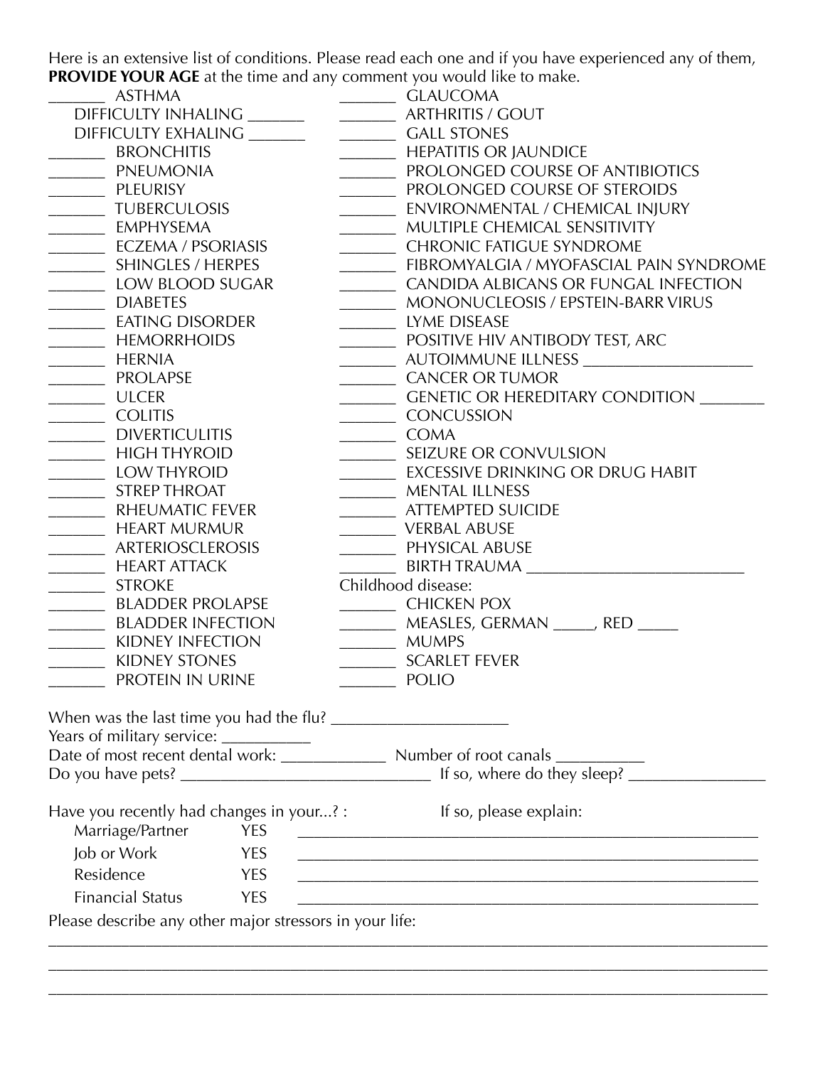Here is an extensive list of conditions. Please read each one and if you have experienced any of them, **PROVIDE YOUR AGE** at the time and any comment you would like to make.

_______ ASTHMA
   DIFFICULTY INHALING _______
   DIFFICULTY EXHALING _______
_______ BRONCHITIS
_______ PNEUMONIA
_______ PLEURISY
_______ TUBERCULOSIS
_______ EMPHYSEMA
_______ ECZEMA / PSORIASIS
_______ SHINGLES / HERPES
_______ LOW BLOOD SUGAR
_______ DIABETES
_______ EATING DISORDER
_______ HEMORRHOIDS
_______ HERNIA
_______ PROLAPSE
_______ ULCER
_______ COLITIS
_______ DIVERTICULITIS
_______ HIGH THYROID
_______ LOW THYROID
_______ STREP THROAT
_______ RHEUMATIC FEVER
_______ HEART MURMUR
_______ ARTERIOSCLEROSIS
_______ HEART ATTACK
_______ STROKE
_______ BLADDER PROLAPSE
_______ BLADDER INFECTION
_______ KIDNEY INFECTION
_______ KIDNEY STONES
_______ PROTEIN IN URINE

_______ GLAUCOMA
_______ ARTHRITIS / GOUT
_______ GALL STONES
_______ HEPATITIS OR JAUNDICE
_______ PROLONGED COURSE OF ANTIBIOTICS
_______ PROLONGED COURSE OF STEROIDS
_______ ENVIRONMENTAL / CHEMICAL INJURY
_______ MULTIPLE CHEMICAL SENSITIVITY
_______ CHRONIC FATIGUE SYNDROME
_______ FIBROMYALGIA / MYOFASCIAL PAIN SYNDROME
_______ CANDIDA ALBICANS OR FUNGAL INFECTION
_______ MONONUCLEOSIS / EPSTEIN-BARR VIRUS
_______ LYME DISEASE
_______ POSITIVE HIV ANTIBODY TEST, ARC
_______ AUTOIMMUNE ILLNESS ____________________
_______ CANCER OR TUMOR
_______ GENETIC OR HEREDITARY CONDITION ________
_______ CONCUSSION
_______ COMA
_______ SEIZURE OR CONVULSION
_______ EXCESSIVE DRINKING OR DRUG HABIT
_______ MENTAL ILLNESS
_______ ATTEMPTED SUICIDE
_______ VERBAL ABUSE
_______ PHYSICAL ABUSE
_______ BIRTH TRAUMA __________________________

Childhood disease:
_______ CHICKEN POX
_______ MEASLES, GERMAN _____, RED _____
_______ MUMPS
_______ SCARLET FEVER
_______ POLIO

When was the last time you had the flu? ____________________
Years of military service: __________
Date of most recent dental work: ____________ Number of root canals __________
Do you have pets? ______________________________ If so, where do they sleep? ________________

Have you recently had changes in your...? : If so, please explain:

Marriage/Partner YES ________________________________________________________
Job or Work YES ________________________________________________________
Residence YES ________________________________________________________
Financial Status YES ________________________________________________________

Please describe any other major stressors in your life:
_____________________________________________________________________________________
_____________________________________________________________________________________
_____________________________________________________________________________________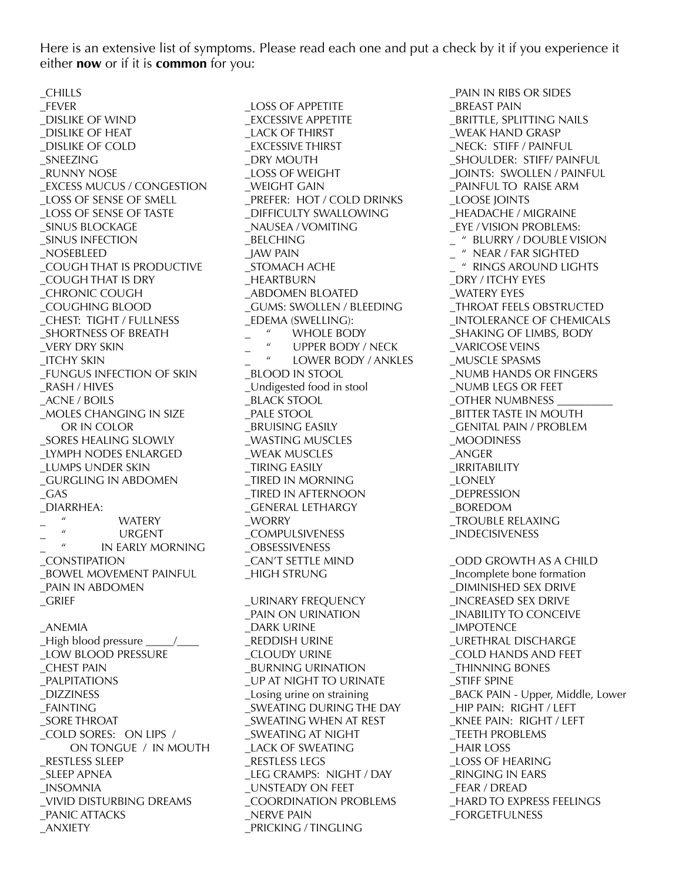Here is an extensive list of symptoms. Please read each one and put a check by it if you experience it either **now** or if it is **common** for you:

_CHILLS
_FEVER
_DISLIKE OF WIND
_DISLIKE OF HEAT
_DISLIKE OF COLD
_SNEEZING
_RUNNY NOSE
_EXCESS MUCUS / CONGESTION
_LOSS OF SENSE OF SMELL
_LOSS OF SENSE OF TASTE
_SINUS BLOCKAGE
_SINUS INFECTION
_NOSEBLEED
_COUGH THAT IS PRODUCTIVE
_COUGH THAT IS DRY
_CHRONIC COUGH
_COUGHING BLOOD
_CHEST: TIGHT / FULLNESS
_SHORTNESS OF BREATH
_VERY DRY SKIN
_ITCHY SKIN
_FUNGUS INFECTION OF SKIN
_RASH / HIVES
_ACNE / BOILS
_MOLES CHANGING IN SIZE OR IN COLOR
_SORES HEALING SLOWLY
_LYMPH NODES ENLARGED
_LUMPS UNDER SKIN
_GURGLING IN ABDOMEN
_GAS
_DIARRHEA:
_ " WATERY
_ " URGENT
_ " IN EARLY MORNING
_CONSTIPATION
_BOWEL MOVEMENT PAINFUL
_PAIN IN ABDOMEN
_GRIEF

_ANEMIA
_High blood pressure _____/____
_LOW BLOOD PRESSURE
_CHEST PAIN
_PALPITATIONS
_DIZZINESS
_FAINTING
_SORE THROAT
_COLD SORES: ON LIPS / ON TONGUE / IN MOUTH
_RESTLESS SLEEP
_SLEEP APNEA
_INSOMNIA
_VIVID DISTURBING DREAMS
_PANIC ATTACKS
_ANXIETY

_LOSS OF APPETITE
_EXCESSIVE APPETITE
_LACK OF THIRST
_EXCESSIVE THIRST
_DRY MOUTH
_LOSS OF WEIGHT
_WEIGHT GAIN
_PREFER: HOT / COLD DRINKS
_DIFFICULTY SWALLOWING
_NAUSEA / VOMITING
_BELCHING
_JAW PAIN
_STOMACH ACHE
_HEARTBURN
_ABDOMEN BLOATED
_GUMS: SWOLLEN / BLEEDING
_EDEMA (SWELLING):
_ " WHOLE BODY
_ " UPPER BODY / NECK
_ " LOWER BODY / ANKLES
_BLOOD IN STOOL
_Undigested food in stool
_BLACK STOOL
_PALE STOOL
_BRUISING EASILY
_WASTING MUSCLES
_WEAK MUSCLES
_TIRING EASILY
_TIRED IN MORNING
_TIRED IN AFTERNOON
_GENERAL LETHARGY
_WORRY
_COMPULSIVENESS
_OBSESSIVENESS
_CAN'T SETTLE MIND
_HIGH STRUNG

_URINARY FREQUENCY
_PAIN ON URINATION
_DARK URINE
_REDDISH URINE
_CLOUDY URINE
_BURNING URINATION
_UP AT NIGHT TO URINATE
_Losing urine on straining
_SWEATING DURING THE DAY
_SWEATING WHEN AT REST
_SWEATING AT NIGHT
_LACK OF SWEATING
_RESTLESS LEGS
_LEG CRAMPS: NIGHT / DAY
_UNSTEADY ON FEET
_COORDINATION PROBLEMS
_NERVE PAIN
_PRICKING / TINGLING

_PAIN IN RIBS OR SIDES
_BREAST PAIN
_BRITTLE, SPLITTING NAILS
_WEAK HAND GRASP
_NECK: STIFF / PAINFUL
_SHOULDER: STIFF/ PAINFUL
_JOINTS: SWOLLEN / PAINFUL
_PAINFUL TO RAISE ARM
_LOOSE JOINTS
_HEADACHE / MIGRAINE
_EYE / VISION PROBLEMS:
_ " BLURRY / DOUBLE VISION
_ " NEAR / FAR SIGHTED
_ " RINGS AROUND LIGHTS
_DRY / ITCHY EYES
_WATERY EYES
_THROAT FEELS OBSTRUCTED
_INTOLERANCE OF CHEMICALS
_SHAKING OF LIMBS, BODY
_VARICOSE VEINS
_MUSCLE SPASMS
_NUMB HANDS OR FINGERS
_NUMB LEGS OR FEET
_OTHER NUMBNESS __________
_BITTER TASTE IN MOUTH
_GENITAL PAIN / PROBLEM
_MOODINESS
_ANGER
_IRRITABILITY
_LONELY
_DEPRESSION
_BOREDOM
_TROUBLE RELAXING
_INDECISIVENESS

_ODD GROWTH AS A CHILD
_Incomplete bone formation
_DIMINISHED SEX DRIVE
_INCREASED SEX DRIVE
_INABILITY TO CONCEIVE
_IMPOTENCE
_URETHRAL DISCHARGE
_COLD HANDS AND FEET
_THINNING BONES
_STIFF SPINE
_BACK PAIN - Upper, Middle, Lower
_HIP PAIN: RIGHT / LEFT
_KNEE PAIN: RIGHT / LEFT
_TEETH PROBLEMS
_HAIR LOSS
_LOSS OF HEARING
_RINGING IN EARS
_FEAR / DREAD
_HARD TO EXPRESS FEELINGS
_FORGETFULNESS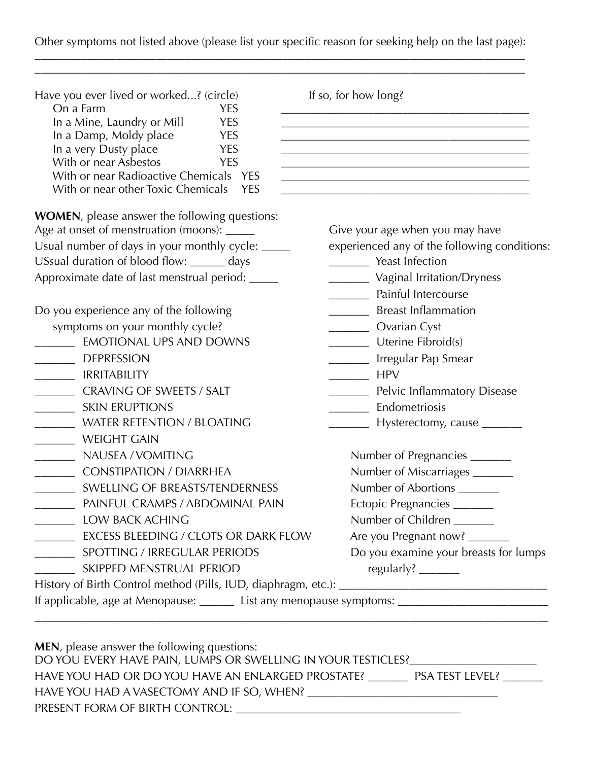Other symptoms not listed above (please list your specific reason for seeking help on the last page):

______________________________________________________________________________

______________________________________________________________________________

Have you ever lived or worked...? (circle) — If so, for how long?

| | | If so, for how long? |
|---|---|---|
| On a Farm | YES | ____________________ |
| In a Mine, Laundry or Mill | YES | ____________________ |
| In a Damp, Moldy place | YES | ____________________ |
| In a very Dusty place | YES | ____________________ |
| With or near Asbestos | YES | ____________________ |
| With or near Radioactive Chemicals | YES | ____________________ |
| With or near other Toxic Chemicals | YES | ____________________ |

**WOMEN**, please answer the following questions:

Age at onset of menstruation (moons): _____

Usual number of days in your monthly cycle: _____

USsual duration of blood flow: ______ days

Approximate date of last menstrual period: _____

Do you experience any of the following symptoms on your monthly cycle?

- _______ EMOTIONAL UPS AND DOWNS
- _______ DEPRESSION
- _______ IRRITABILITY
- _______ CRAVING OF SWEETS / SALT
- _______ SKIN ERUPTIONS
- _______ WATER RETENTION / BLOATING
- _______ WEIGHT GAIN
- _______ NAUSEA / VOMITING
- _______ CONSTIPATION / DIARRHEA
- _______ SWELLING OF BREASTS/TENDERNESS
- _______ PAINFUL CRAMPS / ABDOMINAL PAIN
- _______ LOW BACK ACHING
- _______ EXCESS BLEEDING / CLOTS OR DARK FLOW
- _______ SPOTTING / IRREGULAR PERIODS
- _______ SKIPPED MENSTRUAL PERIOD

Give your age when you may have experienced any of the following conditions:

- _______ Yeast Infection
- _______ Vaginal Irritation/Dryness
- _______ Painful Intercourse
- _______ Breast Inflammation
- _______ Ovarian Cyst
- _______ Uterine Fibroid(s)
- _______ Irregular Pap Smear
- _______ HPV
- _______ Pelvic Inflammatory Disease
- _______ Endometriosis
- _______ Hysterectomy, cause _______

Number of Pregnancies _______

Number of Miscarriages _______

Number of Abortions _______

Ectopic Pregnancies _______

Number of Children _______

Are you Pregnant now? _______

Do you examine your breasts for lumps regularly? _______

History of Birth Control method (Pills, IUD, diaphragm, etc.): ___________________________________

If applicable, age at Menopause: ______ List any menopause symptoms: _________________________

______________________________________________________________________________

**MEN**, please answer the following questions:

DO YOU EVERY HAVE PAIN, LUMPS OR SWELLING IN YOUR TESTICLES?_____________________

HAVE YOU HAD OR DO YOU HAVE AN ENLARGED PROSTATE? _______ PSA TEST LEVEL? _______

HAVE YOU HAD A VASECTOMY AND IF SO, WHEN? _________________________________

PRESENT FORM OF BIRTH CONTROL: ______________________________________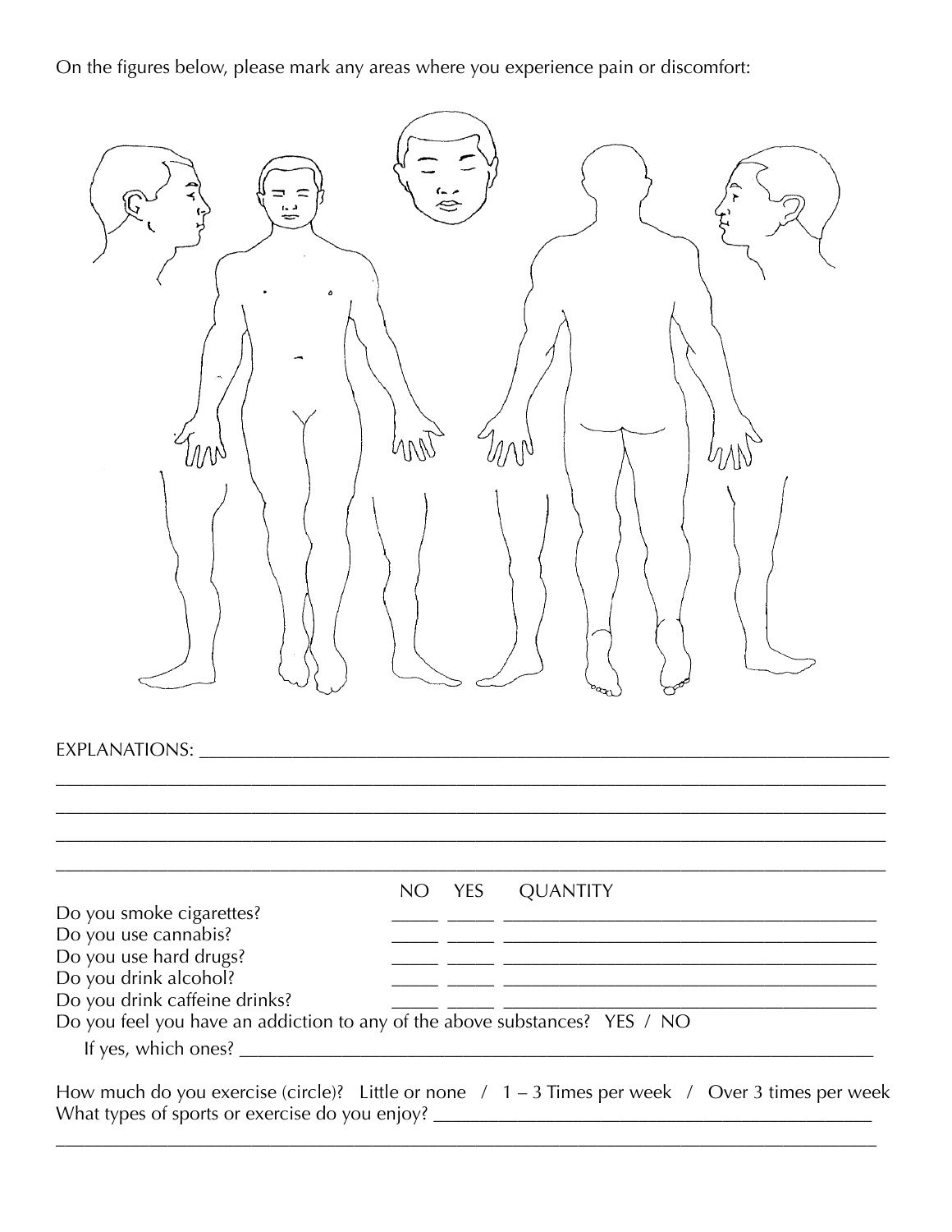On the figures below, please mark any areas where you experience pain or discomfort:

EXPLANATIONS: ______________________________________________________________________

______________________________________________________________________________________

______________________________________________________________________________________

______________________________________________________________________________________

______________________________________________________________________________________

| | NO | YES | QUANTITY |
|---|---|---|---|
| Do you smoke cigarettes? | _____ | _____ | ______________________________________ |
| Do you use cannabis? | _____ | _____ | ______________________________________ |
| Do you use hard drugs? | _____ | _____ | ______________________________________ |
| Do you drink alcohol? | _____ | _____ | ______________________________________ |
| Do you drink caffeine drinks? | _____ | _____ | ______________________________________ |

Do you feel you have an addiction to any of the above substances? YES / NO

If yes, which ones? ______________________________________________________________________

How much do you exercise (circle)? Little or none / 1 – 3 Times per week / Over 3 times per week

What types of sports or exercise do you enjoy? _______________________________________________

______________________________________________________________________________________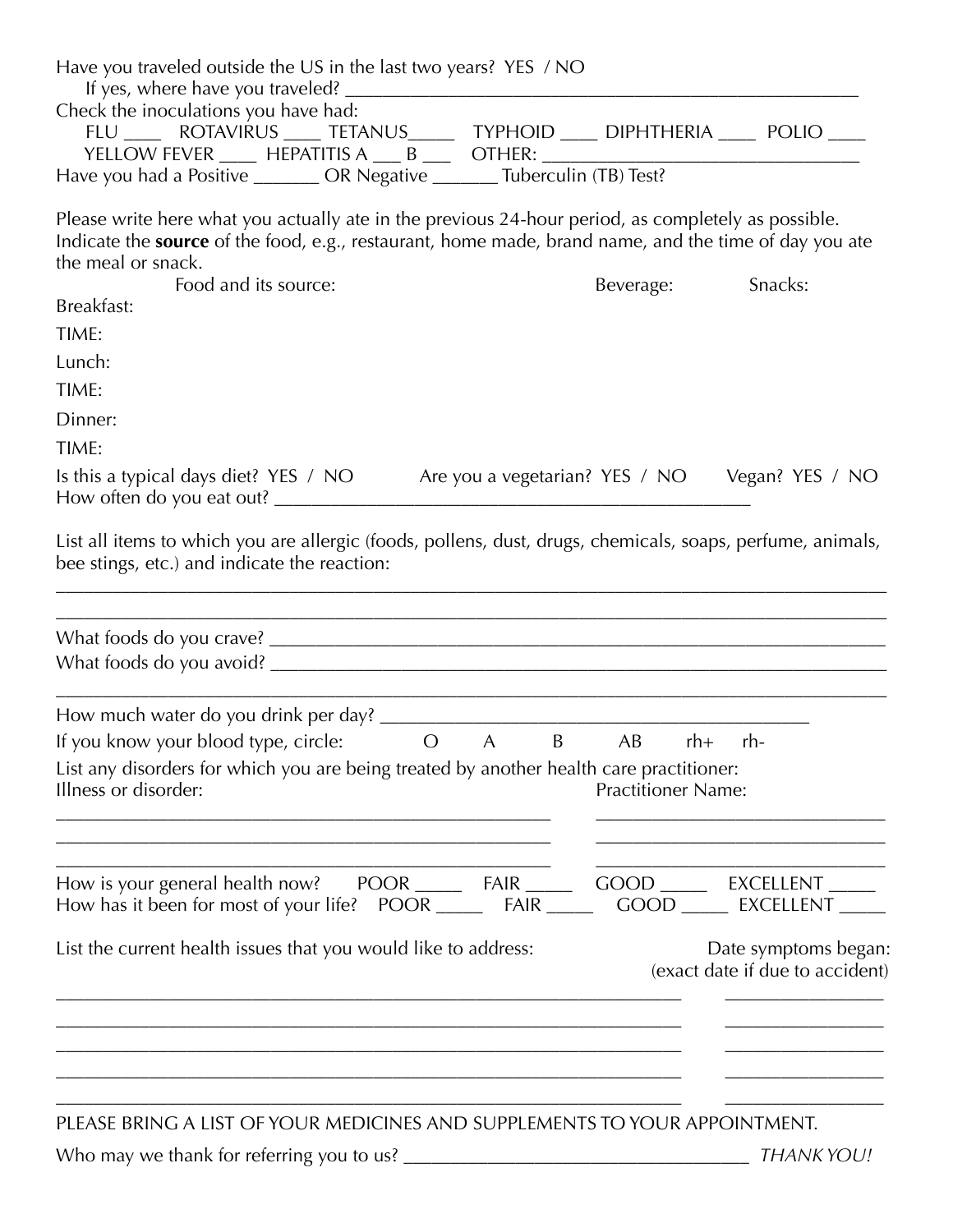Have you traveled outside the US in the last two years? YES / NO

If yes, where have you traveled? _______________________________________________

Check the inoculations you have had:

FLU ____ ROTAVIRUS ____ TETANUS_____ TYPHOID ____ DIPHTHERIA ____ POLIO ____

YELLOW FEVER ____ HEPATITIS A ___ B ___ OTHER: ______________________________

Have you had a Positive _______ OR Negative _______ Tuberculin (TB) Test?

Please write here what you actually ate in the previous 24-hour period, as completely as possible. Indicate the **source** of the food, e.g., restaurant, home made, brand name, and the time of day you ate the meal or snack.

| | Food and its source: | Beverage: | Snacks: |
|---|---|---|---|
| Breakfast: | | | |
| TIME: | | | |
| Lunch: | | | |
| TIME: | | | |
| Dinner: | | | |
| TIME: | | | |

Is this a typical days diet? YES / NO Are you a vegetarian? YES / NO Vegan? YES / NO

How often do you eat out? _______________________________________________

List all items to which you are allergic (foods, pollens, dust, drugs, chemicals, soaps, perfume, animals, bee stings, etc.) and indicate the reaction:

_______________________________________________________________________________

_______________________________________________________________________________

What foods do you crave? _______________________________________________________

What foods do you avoid? _______________________________________________________

_______________________________________________________________________________

How much water do you drink per day? ___________________________________________

If you know your blood type, circle: O A B AB rh+ rh-

List any disorders for which you are being treated by another health care practitioner:

| Illness or disorder: | Practitioner Name: |
|---|---|
| _______________________________ | _______________________ |
| _______________________________ | _______________________ |
| _______________________________ | _______________________ |

How is your general health now? POOR _____ FAIR _____ GOOD _____ EXCELLENT _____

How has it been for most of your life? POOR _____ FAIR _____ GOOD _____ EXCELLENT _____

| List the current health issues that you would like to address: | Date symptoms began: (exact date if due to accident) |
|---|---|
| _______________________________________________ | _______________ |
| _______________________________________________ | _______________ |
| _______________________________________________ | _______________ |
| _______________________________________________ | _______________ |
| _______________________________________________ | _______________ |

PLEASE BRING A LIST OF YOUR MEDICINES AND SUPPLEMENTS TO YOUR APPOINTMENT.

Who may we thank for referring you to us? ___________________________________ *THANK YOU!*